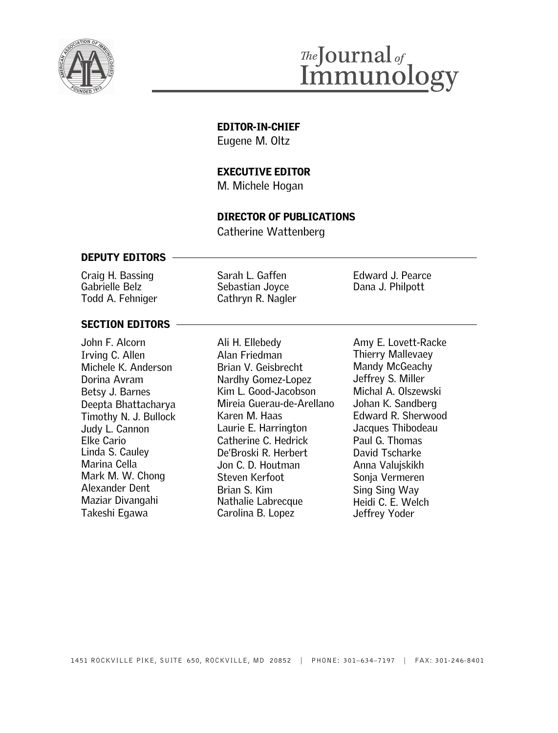# The Journal of Immunology

**EDITOR-IN-CHIEF**
Eugene M. Oltz

**EXECUTIVE EDITOR**
M. Michele Hogan

**DIRECTOR OF PUBLICATIONS**
Catherine Wattenberg

## DEPUTY EDITORS

Craig H. Bassing
Gabrielle Belz
Todd A. Fehniger
Sarah L. Gaffen
Sebastian Joyce
Cathryn R. Nagler
Edward J. Pearce
Dana J. Philpott

## SECTION EDITORS

John F. Alcorn
Irving C. Allen
Michele K. Anderson
Dorina Avram
Betsy J. Barnes
Deepta Bhattacharya
Timothy N. J. Bullock
Judy L. Cannon
Elke Cario
Linda S. Cauley
Marina Cella
Mark M. W. Chong
Alexander Dent
Maziar Divangahi
Takeshi Egawa
Ali H. Ellebedy
Alan Friedman
Brian V. Geisbrecht
Nardhy Gomez-Lopez
Kim L. Good-Jacobson
Mireia Guerau-de-Arellano
Karen M. Haas
Laurie E. Harrington
Catherine C. Hedrick
De'Broski R. Herbert
Jon C. D. Houtman
Steven Kerfoot
Brian S. Kim
Nathalie Labrecque
Carolina B. Lopez
Amy E. Lovett-Racke
Thierry Mallevaey
Mandy McGeachy
Jeffrey S. Miller
Michal A. Olszewski
Johan K. Sandberg
Edward R. Sherwood
Jacques Thibodeau
Paul G. Thomas
David Tscharke
Anna Valujskikh
Sonja Vermeren
Sing Sing Way
Heidi C. E. Welch
Jeffrey Yoder

1451 ROCKVILLE PIKE, SUITE 650, ROCKVILLE, MD 20852 | PHONE: 301–634–7197 | FAX: 301-246-8401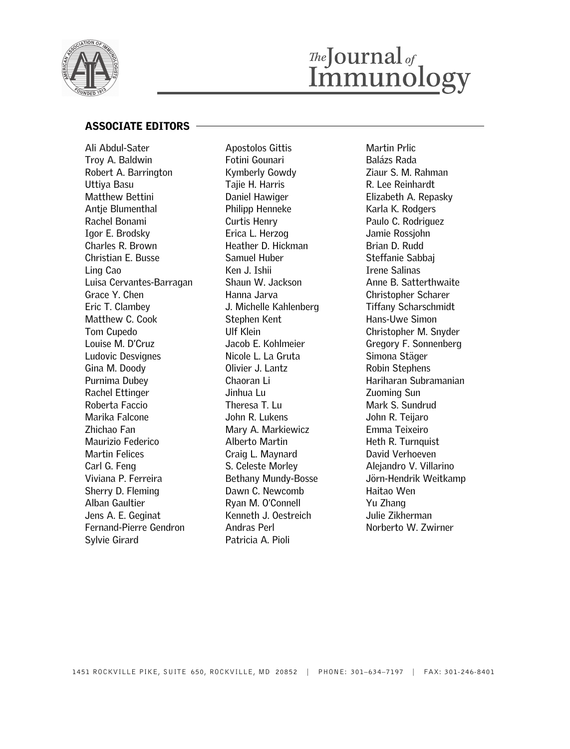# The Journal of Immunology

## ASSOCIATE EDITORS

Ali Abdul-Sater
Troy A. Baldwin
Robert A. Barrington
Uttiya Basu
Matthew Bettini
Antje Blumenthal
Rachel Bonami
Igor E. Brodsky
Charles R. Brown
Christian E. Busse
Ling Cao
Luisa Cervantes-Barragan
Grace Y. Chen
Eric T. Clambey
Matthew C. Cook
Tom Cupedo
Louise M. D'Cruz
Ludovic Desvignes
Gina M. Doody
Purnima Dubey
Rachel Ettinger
Roberta Faccio
Marika Falcone
Zhichao Fan
Maurizio Federico
Martin Felices
Carl G. Feng
Viviana P. Ferreira
Sherry D. Fleming
Alban Gaultier
Jens A. E. Geginat
Fernand-Pierre Gendron
Sylvie Girard
Apostolos Gittis
Fotini Gounari
Kymberly Gowdy
Tajie H. Harris
Daniel Hawiger
Philipp Henneke
Curtis Henry
Erica L. Herzog
Heather D. Hickman
Samuel Huber
Ken J. Ishii
Shaun W. Jackson
Hanna Jarva
J. Michelle Kahlenberg
Stephen Kent
Ulf Klein
Jacob E. Kohlmeier
Nicole L. La Gruta
Olivier J. Lantz
Chaoran Li
Jinhua Lu
Theresa T. Lu
John R. Lukens
Mary A. Markiewicz
Alberto Martin
Craig L. Maynard
S. Celeste Morley
Bethany Mundy-Bosse
Dawn C. Newcomb
Ryan M. O'Connell
Kenneth J. Oestreich
Andras Perl
Patricia A. Pioli
Martin Prlic
Balázs Rada
Ziaur S. M. Rahman
R. Lee Reinhardt
Elizabeth A. Repasky
Karla K. Rodgers
Paulo C. Rodriguez
Jamie Rossjohn
Brian D. Rudd
Steffanie Sabbaj
Irene Salinas
Anne B. Satterthwaite
Christopher Scharer
Tiffany Scharschmidt
Hans-Uwe Simon
Christopher M. Snyder
Gregory F. Sonnenberg
Simona Stäger
Robin Stephens
Hariharan Subramanian
Zuoming Sun
Mark S. Sundrud
John R. Teijaro
Emma Teixeiro
Heth R. Turnquist
David Verhoeven
Alejandro V. Villarino
Jörn-Hendrik Weitkamp
Haitao Wen
Yu Zhang
Julie Zikherman
Norberto W. Zwirner

1451 ROCKVILLE PIKE, SUITE 650, ROCKVILLE, MD 20852 | PHONE: 301–634–7197 | FAX: 301-246-8401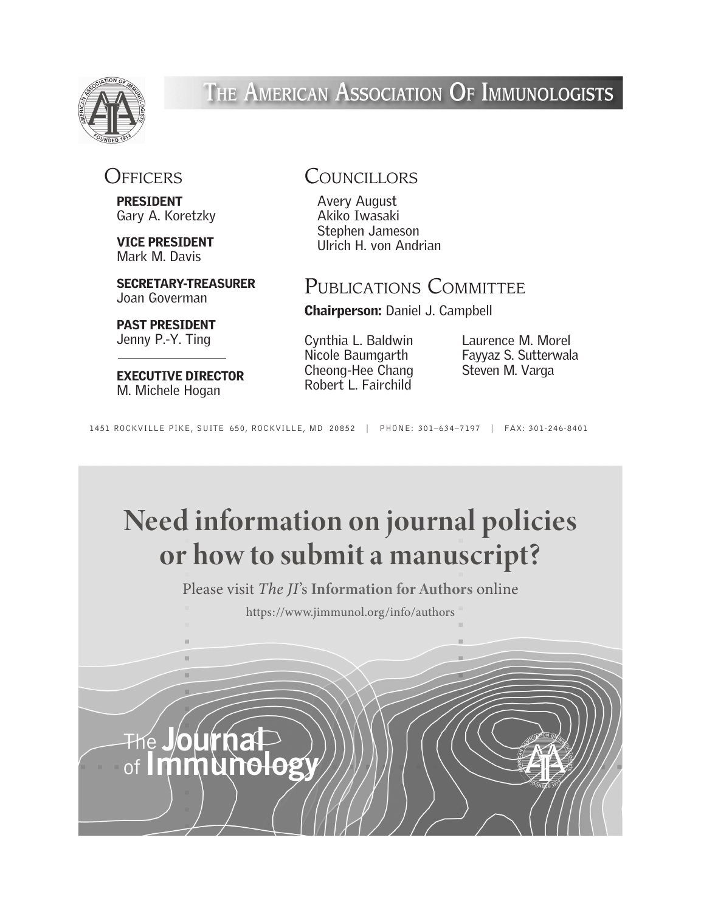# The American Association Of Immunologists

## Officers

**PRESIDENT**
Gary A. Koretzky

**VICE PRESIDENT**
Mark M. Davis

**SECRETARY-TREASURER**
Joan Goverman

**PAST PRESIDENT**
Jenny P.-Y. Ting

**EXECUTIVE DIRECTOR**
M. Michele Hogan

## Councillors

Avery August
Akiko Iwasaki
Stephen Jameson
Ulrich H. von Andrian

## Publications Committee

**Chairperson:** Daniel J. Campbell

Cynthia L. Baldwin
Nicole Baumgarth
Cheong-Hee Chang
Robert L. Fairchild
Laurence M. Morel
Fayyaz S. Sutterwala
Steven M. Varga

1451 ROCKVILLE PIKE, SUITE 650, ROCKVILLE, MD 20852 | PHONE: 301–634–7197 | FAX: 301-246-8401

# Need information on journal policies or how to submit a manuscript?

Please visit *The JI*'s **Information for Authors** online

https://www.jimmunol.org/info/authors

The Journal of Immunology